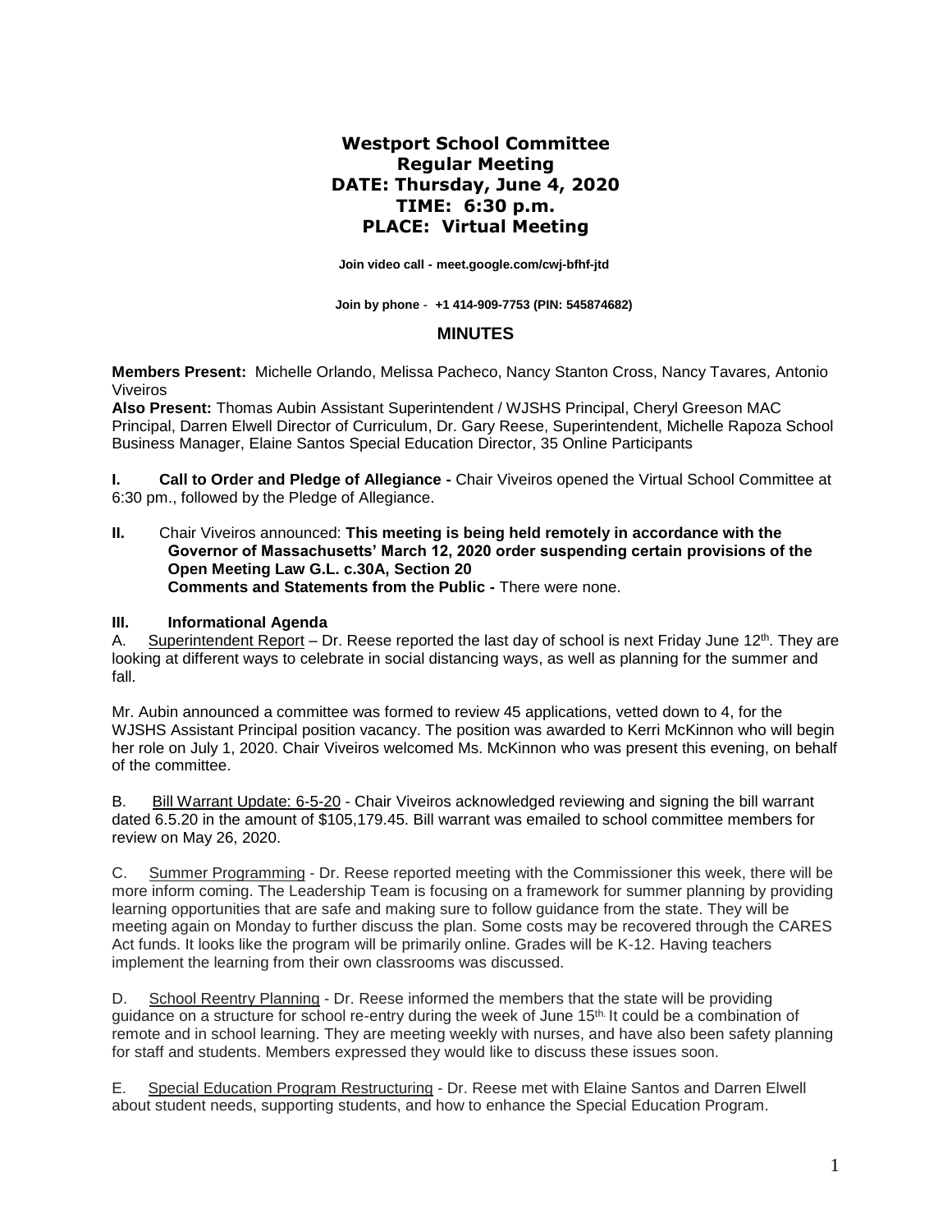# Westport School Committee
## Regular Meeting
## DATE: Thursday, June 4, 2020
## TIME: 6:30 p.m.
## PLACE: Virtual Meeting

**Join video call - meet.google.com/cwj-bfhf-jtd**

**Join by phone - +1 414-909-7753 (PIN: 545874682)**

## MINUTES

**Members Present:** Michelle Orlando, Melissa Pacheco, Nancy Stanton Cross, Nancy Tavares, Antonio Viveiros

**Also Present:** Thomas Aubin Assistant Superintendent / WJSHS Principal, Cheryl Greeson MAC Principal, Darren Elwell Director of Curriculum, Dr. Gary Reese, Superintendent, Michelle Rapoza School Business Manager, Elaine Santos Special Education Director, 35 Online Participants

**I. Call to Order and Pledge of Allegiance -** Chair Viveiros opened the Virtual School Committee at 6:30 pm., followed by the Pledge of Allegiance.

**II.** Chair Viveiros announced: **This meeting is being held remotely in accordance with the Governor of Massachusetts' March 12, 2020 order suspending certain provisions of the Open Meeting Law G.L. c.30A, Section 20**

**Comments and Statements from the Public -** There were none.

**III. Informational Agenda**

A. Superintendent Report – Dr. Reese reported the last day of school is next Friday June 12th. They are looking at different ways to celebrate in social distancing ways, as well as planning for the summer and fall.

Mr. Aubin announced a committee was formed to review 45 applications, vetted down to 4, for the WJSHS Assistant Principal position vacancy. The position was awarded to Kerri McKinnon who will begin her role on July 1, 2020. Chair Viveiros welcomed Ms. McKinnon who was present this evening, on behalf of the committee.

B. Bill Warrant Update: 6-5-20 - Chair Viveiros acknowledged reviewing and signing the bill warrant dated 6.5.20 in the amount of $105,179.45. Bill warrant was emailed to school committee members for review on May 26, 2020.

C. Summer Programming - Dr. Reese reported meeting with the Commissioner this week, there will be more inform coming. The Leadership Team is focusing on a framework for summer planning by providing learning opportunities that are safe and making sure to follow guidance from the state. They will be meeting again on Monday to further discuss the plan. Some costs may be recovered through the CARES Act funds. It looks like the program will be primarily online. Grades will be K-12. Having teachers implement the learning from their own classrooms was discussed.

D. School Reentry Planning - Dr. Reese informed the members that the state will be providing guidance on a structure for school re-entry during the week of June 15th. It could be a combination of remote and in school learning. They are meeting weekly with nurses, and have also been safety planning for staff and students. Members expressed they would like to discuss these issues soon.

E. Special Education Program Restructuring - Dr. Reese met with Elaine Santos and Darren Elwell about student needs, supporting students, and how to enhance the Special Education Program.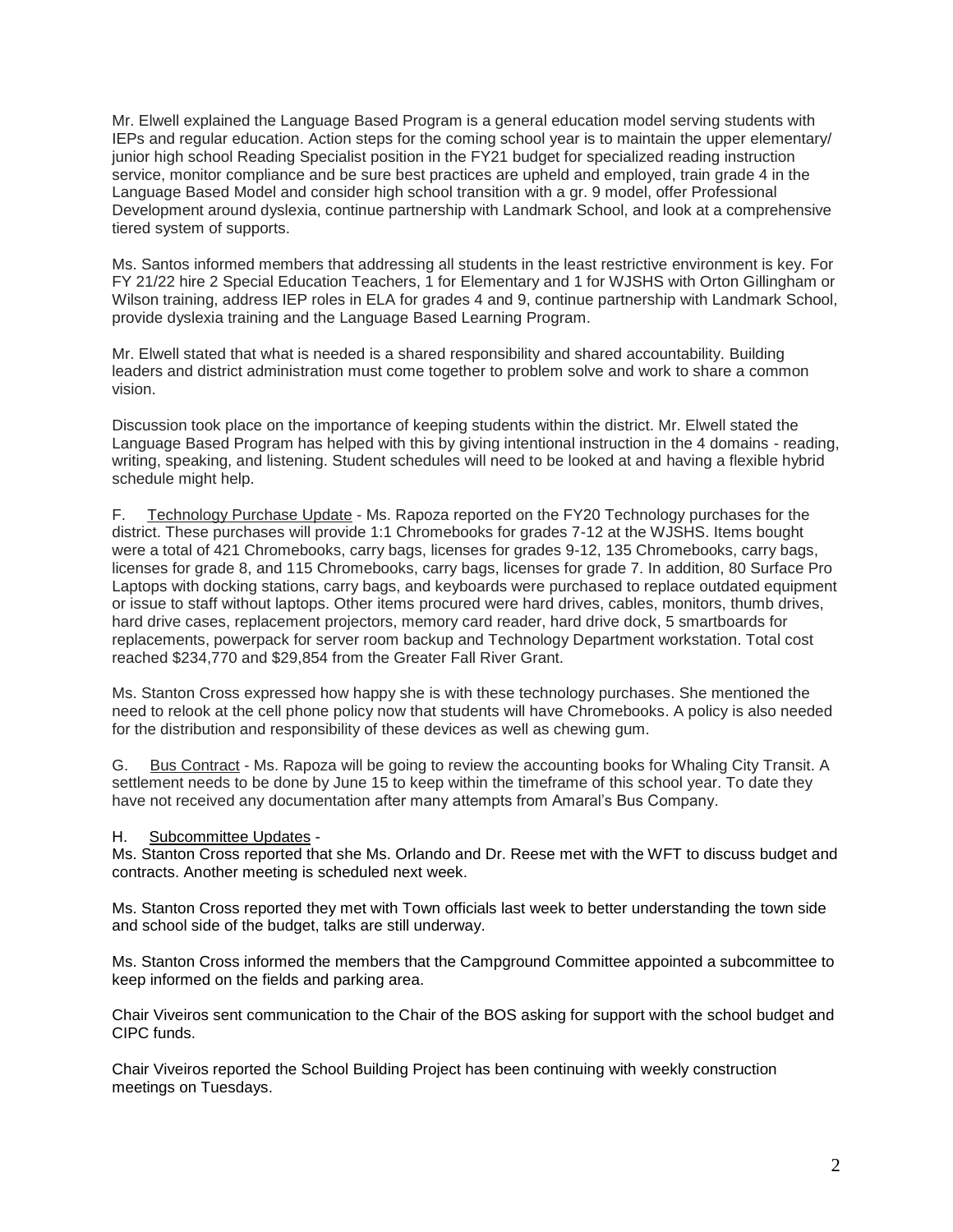Mr. Elwell explained the Language Based Program is a general education model serving students with IEPs and regular education. Action steps for the coming school year is to maintain the upper elementary/ junior high school Reading Specialist position in the FY21 budget for specialized reading instruction service, monitor compliance and be sure best practices are upheld and employed, train grade 4 in the Language Based Model and consider high school transition with a gr. 9 model, offer Professional Development around dyslexia, continue partnership with Landmark School, and look at a comprehensive tiered system of supports.

Ms. Santos informed members that addressing all students in the least restrictive environment is key. For FY 21/22 hire 2 Special Education Teachers, 1 for Elementary and 1 for WJSHS with Orton Gillingham or Wilson training, address IEP roles in ELA for grades 4 and 9, continue partnership with Landmark School, provide dyslexia training and the Language Based Learning Program.

Mr. Elwell stated that what is needed is a shared responsibility and shared accountability. Building leaders and district administration must come together to problem solve and work to share a common vision.

Discussion took place on the importance of keeping students within the district. Mr. Elwell stated the Language Based Program has helped with this by giving intentional instruction in the 4 domains - reading, writing, speaking, and listening. Student schedules will need to be looked at and having a flexible hybrid schedule might help.

F. <u>Technology Purchase Update</u> - Ms. Rapoza reported on the FY20 Technology purchases for the district. These purchases will provide 1:1 Chromebooks for grades 7-12 at the WJSHS. Items bought were a total of 421 Chromebooks, carry bags, licenses for grades 9-12, 135 Chromebooks, carry bags, licenses for grade 8, and 115 Chromebooks, carry bags, licenses for grade 7. In addition, 80 Surface Pro Laptops with docking stations, carry bags, and keyboards were purchased to replace outdated equipment or issue to staff without laptops. Other items procured were hard drives, cables, monitors, thumb drives, hard drive cases, replacement projectors, memory card reader, hard drive dock, 5 smartboards for replacements, powerpack for server room backup and Technology Department workstation. Total cost reached $234,770 and $29,854 from the Greater Fall River Grant.

Ms. Stanton Cross expressed how happy she is with these technology purchases. She mentioned the need to relook at the cell phone policy now that students will have Chromebooks. A policy is also needed for the distribution and responsibility of these devices as well as chewing gum.

G. <u>Bus Contract</u> - Ms. Rapoza will be going to review the accounting books for Whaling City Transit. A settlement needs to be done by June 15 to keep within the timeframe of this school year. To date they have not received any documentation after many attempts from Amaral's Bus Company.

H. <u>Subcommittee Updates</u> -

Ms. Stanton Cross reported that she Ms. Orlando and Dr. Reese met with the WFT to discuss budget and contracts. Another meeting is scheduled next week.

Ms. Stanton Cross reported they met with Town officials last week to better understanding the town side and school side of the budget, talks are still underway.

Ms. Stanton Cross informed the members that the Campground Committee appointed a subcommittee to keep informed on the fields and parking area.

Chair Viveiros sent communication to the Chair of the BOS asking for support with the school budget and CIPC funds.

Chair Viveiros reported the School Building Project has been continuing with weekly construction meetings on Tuesdays.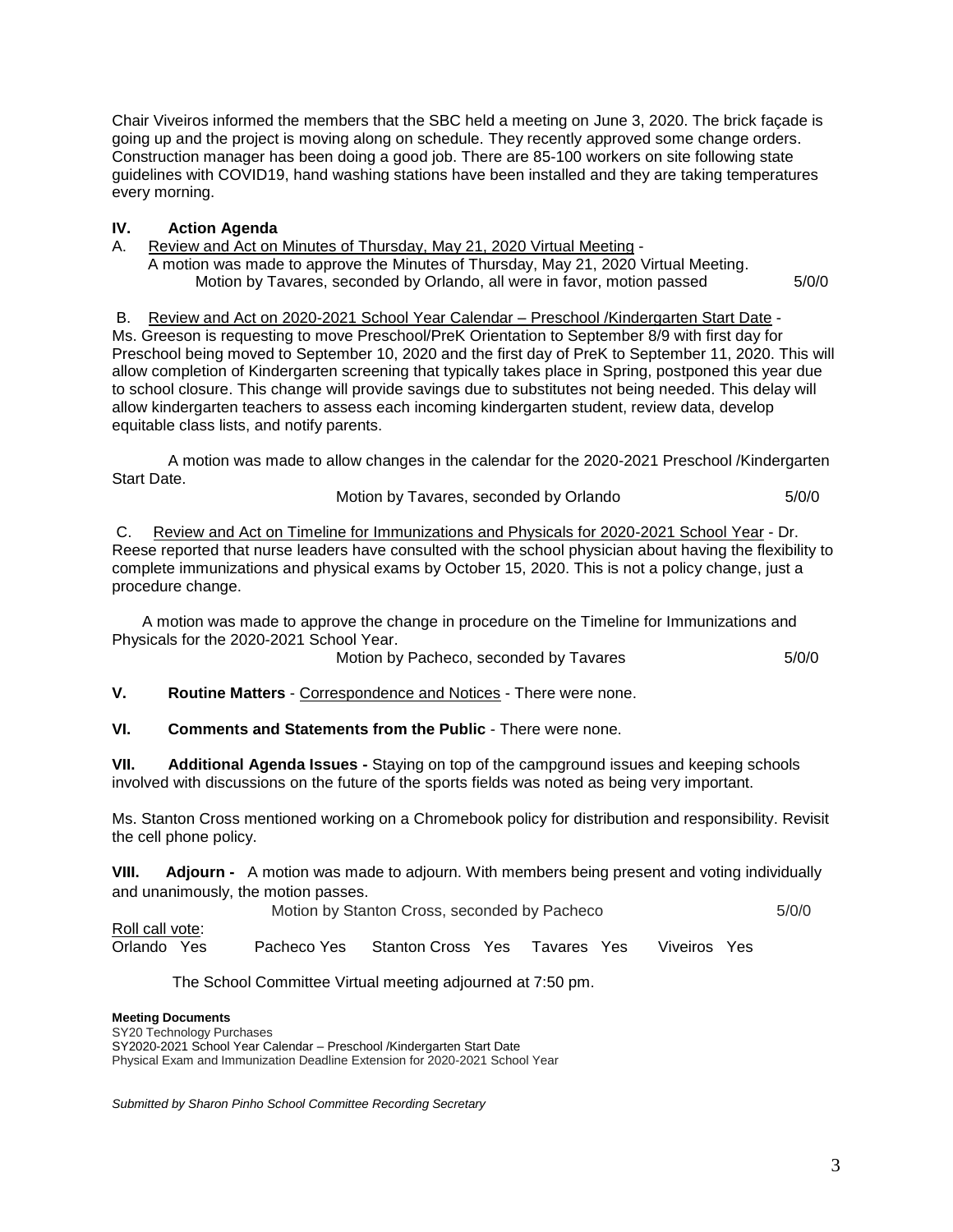Chair Viveiros informed the members that the SBC held a meeting on June 3, 2020. The brick façade is going up and the project is moving along on schedule. They recently approved some change orders. Construction manager has been doing a good job. There are 85-100 workers on site following state guidelines with COVID19, hand washing stations have been installed and they are taking temperatures every morning.

**IV. Action Agenda**

A. Review and Act on Minutes of Thursday, May 21, 2020 Virtual Meeting -
A motion was made to approve the Minutes of Thursday, May 21, 2020 Virtual Meeting.
Motion by Tavares, seconded by Orlando, all were in favor, motion passed 5/0/0

B. Review and Act on 2020-2021 School Year Calendar – Preschool /Kindergarten Start Date - Ms. Greeson is requesting to move Preschool/PreK Orientation to September 8/9 with first day for Preschool being moved to September 10, 2020 and the first day of PreK to September 11, 2020. This will allow completion of Kindergarten screening that typically takes place in Spring, postponed this year due to school closure. This change will provide savings due to substitutes not being needed. This delay will allow kindergarten teachers to assess each incoming kindergarten student, review data, develop equitable class lists, and notify parents.

A motion was made to allow changes in the calendar for the 2020-2021 Preschool /Kindergarten Start Date.
Motion by Tavares, seconded by Orlando 5/0/0

C. Review and Act on Timeline for Immunizations and Physicals for 2020-2021 School Year - Dr. Reese reported that nurse leaders have consulted with the school physician about having the flexibility to complete immunizations and physical exams by October 15, 2020. This is not a policy change, just a procedure change.

A motion was made to approve the change in procedure on the Timeline for Immunizations and Physicals for the 2020-2021 School Year.
Motion by Pacheco, seconded by Tavares 5/0/0

**V. Routine Matters** - Correspondence and Notices - There were none.

**VI. Comments and Statements from the Public** - There were none.

**VII. Additional Agenda Issues -** Staying on top of the campground issues and keeping schools involved with discussions on the future of the sports fields was noted as being very important.

Ms. Stanton Cross mentioned working on a Chromebook policy for distribution and responsibility. Revisit the cell phone policy.

**VIII. Adjourn -** A motion was made to adjourn. With members being present and voting individually and unanimously, the motion passes.
Motion by Stanton Cross, seconded by Pacheco 5/0/0

Roll call vote:
Orlando Yes Pacheco Yes Stanton Cross Yes Tavares Yes Viveiros Yes

The School Committee Virtual meeting adjourned at 7:50 pm.

**Meeting Documents**
SY20 Technology Purchases
SY2020-2021 School Year Calendar – Preschool /Kindergarten Start Date
Physical Exam and Immunization Deadline Extension for 2020-2021 School Year

*Submitted by Sharon Pinho School Committee Recording Secretary*